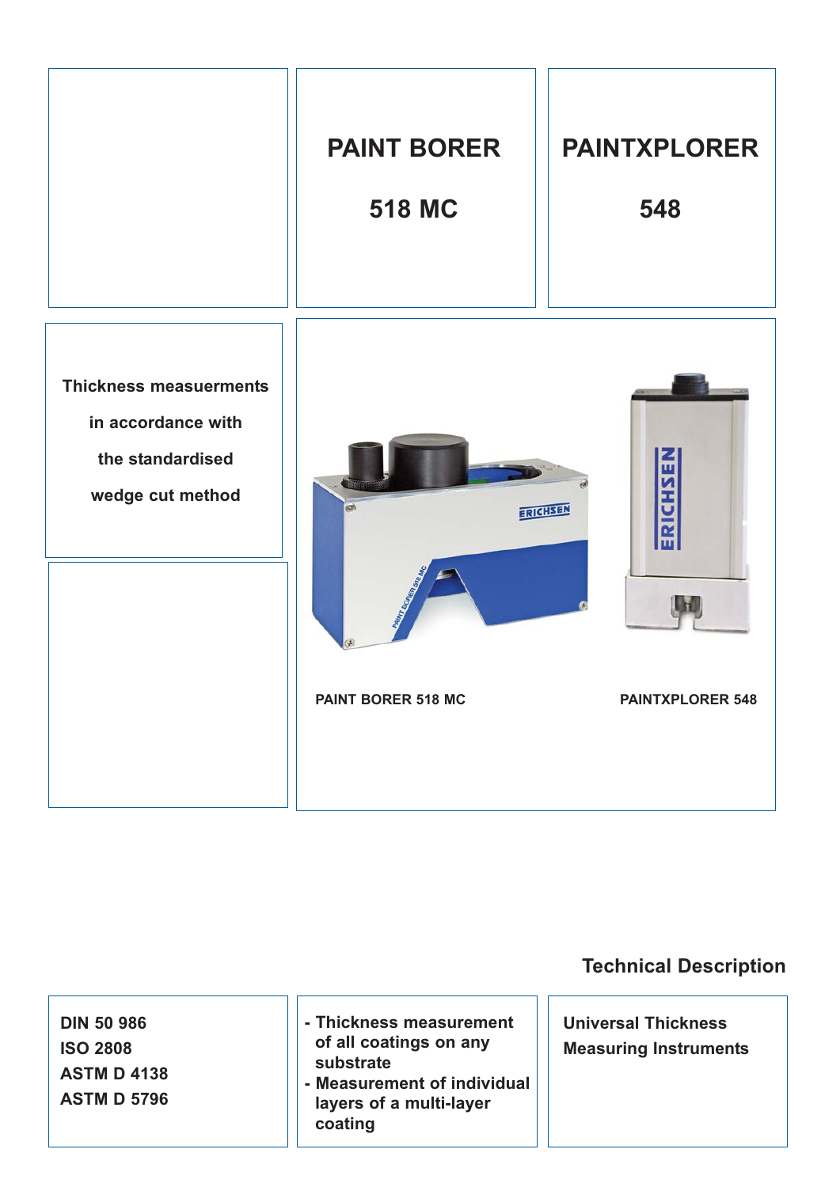# PAINT BORER

## 518 MC

# PAINTXPLORER

## 548

**Thickness measuerments in accordance with the standardised wedge cut method**

PAINT BORER 518 MC

PAINTXPLORER 548

## Technical Description

**DIN 50 986**
**ISO 2808**
**ASTM D 4138**
**ASTM D 5796**

- **Thickness measurement of all coatings on any substrate**
- **Measurement of individual layers of a multi-layer coating**

**Universal Thickness Measuring Instruments**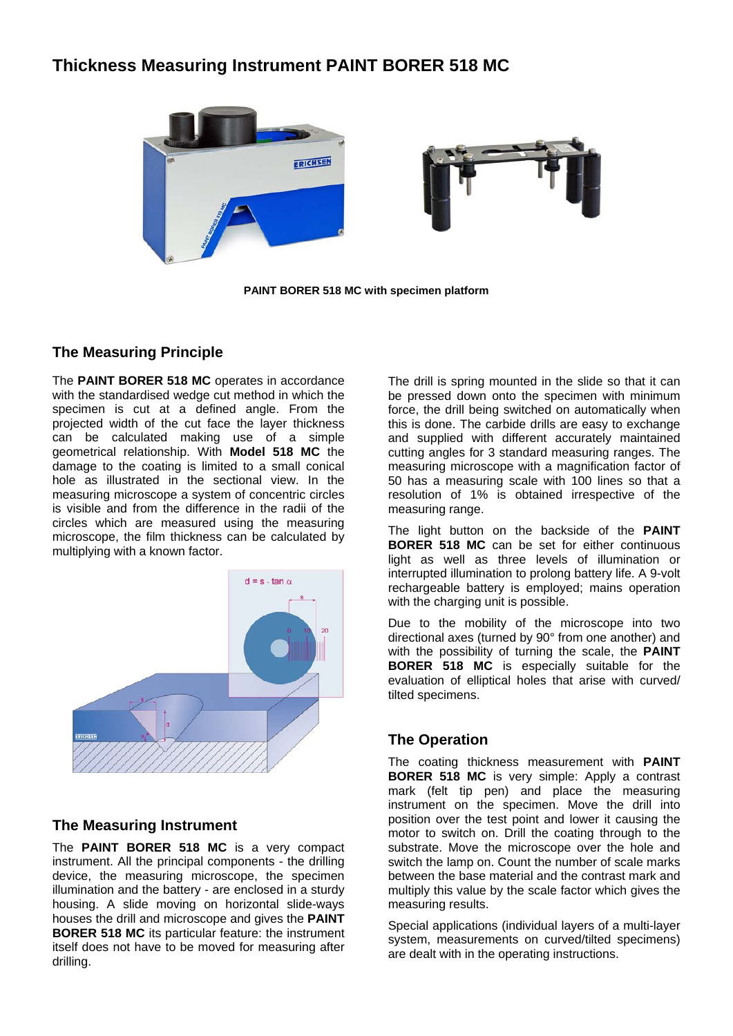# Thickness Measuring Instrument PAINT BORER 518 MC

**PAINT BORER 518 MC with specimen platform**

## The Measuring Principle

The **PAINT BORER 518 MC** operates in accordance with the standardised wedge cut method in which the specimen is cut at a defined angle. From the projected width of the cut face the layer thickness can be calculated making use of a simple geometrical relationship. With **Model 518 MC** the damage to the coating is limited to a small conical hole as illustrated in the sectional view. In the measuring microscope a system of concentric circles is visible and from the difference in the radii of the circles which are measured using the measuring microscope, the film thickness can be calculated by multiplying with a known factor.

$d = s \cdot \tan \alpha$

## The Measuring Instrument

The **PAINT BORER 518 MC** is a very compact instrument. All the principal components - the drilling device, the measuring microscope, the specimen illumination and the battery - are enclosed in a sturdy housing. A slide moving on horizontal slide-ways houses the drill and microscope and gives the **PAINT BORER 518 MC** its particular feature: the instrument itself does not have to be moved for measuring after drilling.

The drill is spring mounted in the slide so that it can be pressed down onto the specimen with minimum force, the drill being switched on automatically when this is done. The carbide drills are easy to exchange and supplied with different accurately maintained cutting angles for 3 standard measuring ranges. The measuring microscope with a magnification factor of 50 has a measuring scale with 100 lines so that a resolution of 1% is obtained irrespective of the measuring range.

The light button on the backside of the **PAINT BORER 518 MC** can be set for either continuous light as well as three levels of illumination or interrupted illumination to prolong battery life. A 9-volt rechargeable battery is employed; mains operation with the charging unit is possible.

Due to the mobility of the microscope into two directional axes (turned by 90° from one another) and with the possibility of turning the scale, the **PAINT BORER 518 MC** is especially suitable for the evaluation of elliptical holes that arise with curved/ tilted specimens.

## The Operation

The coating thickness measurement with **PAINT BORER 518 MC** is very simple: Apply a contrast mark (felt tip pen) and place the measuring instrument on the specimen. Move the drill into position over the test point and lower it causing the motor to switch on. Drill the coating through to the substrate. Move the microscope over the hole and switch the lamp on. Count the number of scale marks between the base material and the contrast mark and multiply this value by the scale factor which gives the measuring results.

Special applications (individual layers of a multi-layer system, measurements on curved/tilted specimens) are dealt with in the operating instructions.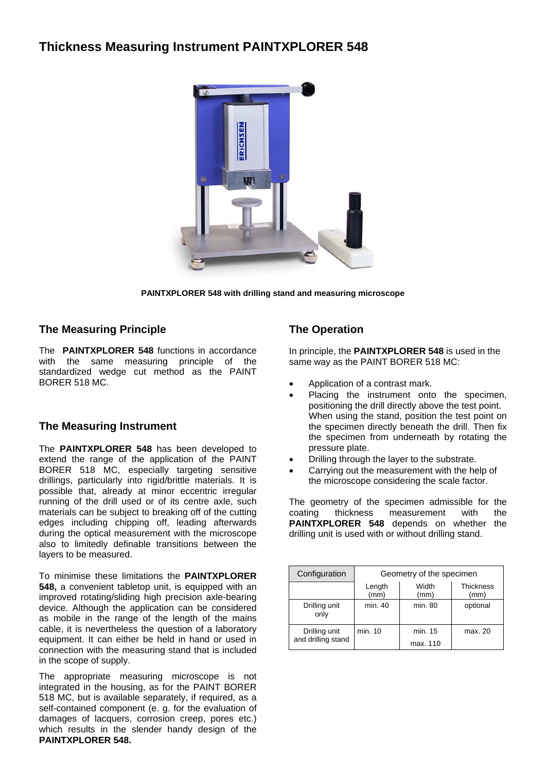# Thickness Measuring Instrument PAINTXPLORER 548

**PAINTXPLORER 548 with drilling stand and measuring microscope**

## The Measuring Principle

The **PAINTXPLORER 548** functions in accordance with the same measuring principle of the standardized wedge cut method as the PAINT BORER 518 MC.

## The Measuring Instrument

The **PAINTXPLORER 548** has been developed to extend the range of the application of the PAINT BORER 518 MC, especially targeting sensitive drillings, particularly into rigid/brittle materials. It is possible that, already at minor eccentric irregular running of the drill used or of its centre axle, such materials can be subject to breaking off of the cutting edges including chipping off, leading afterwards during the optical measurement with the microscope also to limitedly definable transitions between the layers to be measured.

To minimise these limitations the **PAINTXPLORER 548,** a convenient tabletop unit, is equipped with an improved rotating/sliding high precision axle-bearing device. Although the application can be considered as mobile in the range of the length of the mains cable, it is nevertheless the question of a laboratory equipment. It can either be held in hand or used in connection with the measuring stand that is included in the scope of supply.

The appropriate measuring microscope is not integrated in the housing, as for the PAINT BORER 518 MC, but is available separately, if required, as a self-contained component (e. g. for the evaluation of damages of lacquers, corrosion creep, pores etc.) which results in the slender handy design of the **PAINTXPLORER 548.**

## The Operation

In principle, the **PAINTXPLORER 548** is used in the same way as the PAINT BORER 518 MC:

- Application of a contrast mark.
- Placing the instrument onto the specimen, positioning the drill directly above the test point. When using the stand, position the test point on the specimen directly beneath the drill. Then fix the specimen from underneath by rotating the pressure plate.
- Drilling through the layer to the substrate.
- Carrying out the measurement with the help of the microscope considering the scale factor.

The geometry of the specimen admissible for the coating thickness measurement with the **PAINTXPLORER 548** depends on whether the drilling unit is used with or without drilling stand.

| Configuration | Geometry of the specimen | | |
|---|---|---|---|
| | Length (mm) | Width (mm) | Thickness (mm) |
| Drilling unit only | min. 40 | min. 80 | optional |
| Drilling unit and drilling stand | min. 10 | min. 15<br>max. 110 | max. 20 |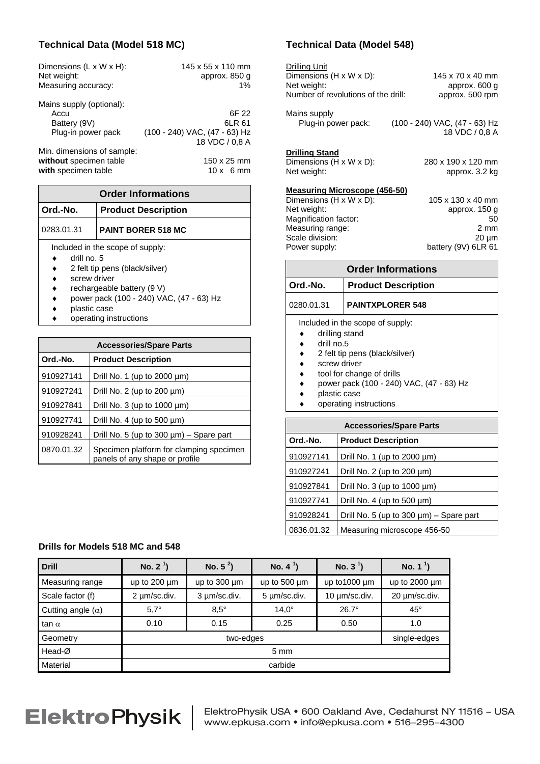## Technical Data (Model 518 MC)

| | |
|---|---|
| Dimensions (L x W x H): | 145 x 55 x 110 mm |
| Net weight: | approx. 850 g |
| Measuring accuracy: | 1% |

Mains supply (optional):

| | |
|---|---|
| Accu | 6F 22 |
| Battery (9V) | 6LR 61 |
| Plug-in power pack | (100 - 240) VAC, (47 - 63) Hz 18 VDC / 0,8 A |

Min. dimensions of sample:

| | |
|---|---|
| **without** specimen table | 150 x 25 mm |
| **with** specimen table | 10 x 6 mm |

| Order Informations | |
|---|---|
| **Ord.-No.** | **Product Description** |
| 0283.01.31 | **PAINT BORER 518 MC** |

Included in the scope of supply:

- drill no. 5
- 2 felt tip pens (black/silver)
- screw driver
- rechargeable battery (9 V)
- power pack (100 - 240) VAC, (47 - 63) Hz
- plastic case
- operating instructions

| Accessories/Spare Parts | |
|---|---|
| **Ord.-No.** | **Product Description** |
| 910927141 | Drill No. 1 (up to 2000 µm) |
| 910927241 | Drill No. 2 (up to 200 µm) |
| 910927841 | Drill No. 3 (up to 1000 µm) |
| 910927741 | Drill No. 4 (up to 500 µm) |
| 910928241 | Drill No. 5 (up to 300 µm) – Spare part |
| 0870.01.32 | Specimen platform for clamping specimen panels of any shape or profile |

## Technical Data (Model 548)

**Drilling Unit**

| | |
|---|---|
| Dimensions (H x W x D): | 145 x 70 x 40 mm |
| Net weight: | approx. 600 g |
| Number of revolutions of the drill: | approx. 500 rpm |

Mains supply

| | |
|---|---|
| Plug-in power pack: | (100 - 240) VAC, (47 - 63) Hz 18 VDC / 0,8 A |

**Drilling Stand**

| | |
|---|---|
| Dimensions (H x W x D): | 280 x 190 x 120 mm |
| Net weight: | approx. 3.2 kg |

**Measuring Microscope (456-50)**

| | |
|---|---|
| Dimensions (H x W x D): | 105 x 130 x 40 mm |
| Net weight: | approx. 150 g |
| Magnification factor: | 50 |
| Measuring range: | 2 mm |
| Scale division: | 20 µm |
| Power supply: | battery (9V) 6LR 61 |

| Order Informations | |
|---|---|
| **Ord.-No.** | **Product Description** |
| 0280.01.31 | **PAINTXPLORER 548** |

Included in the scope of supply:

- drilling stand
- drill no.5
- 2 felt tip pens (black/silver)
- screw driver
- tool for change of drills
- power pack (100 - 240) VAC, (47 - 63) Hz
- plastic case
- operating instructions

| Accessories/Spare Parts | |
|---|---|
| **Ord.-No.** | **Product Description** |
| 910927141 | Drill No. 1 (up to 2000 µm) |
| 910927241 | Drill No. 2 (up to 200 µm) |
| 910927841 | Drill No. 3 (up to 1000 µm) |
| 910927741 | Drill No. 4 (up to 500 µm) |
| 910928241 | Drill No. 5 (up to 300 µm) – Spare part |
| 0836.01.32 | Measuring microscope 456-50 |

### Drills for Models 518 MC and 548

| Drill | No. 2 [1]) | No. 5 [2]) | No. 4 [1]) | No. 3 [1]) | No. 1 [1]) |
|---|---|---|---|---|---|
| Measuring range | up to 200 µm | up to 300 µm | up to 500 µm | up to1000 µm | up to 2000 µm |
| Scale factor (f) | 2 µm/sc.div. | 3 µm/sc.div. | 5 µm/sc.div. | 10 µm/sc.div. | 20 µm/sc.div. |
| Cutting angle ($\alpha$) | 5,7° | 8,5° | 14,0° | 26.7° | 45° |
| tan $\alpha$ | 0.10 | 0.15 | 0.25 | 0.50 | 1.0 |
| Geometry | two-edges | | | | single-edges |
| Head-Ø | 5 mm | | | | |
| Material | carbide | | | | |

ElektroPhysik | ElektroPhysik USA • 600 Oakland Ave, Cedahurst NY 11516 – USA
www.epkusa.com • info@epkusa.com • 516-295-4300